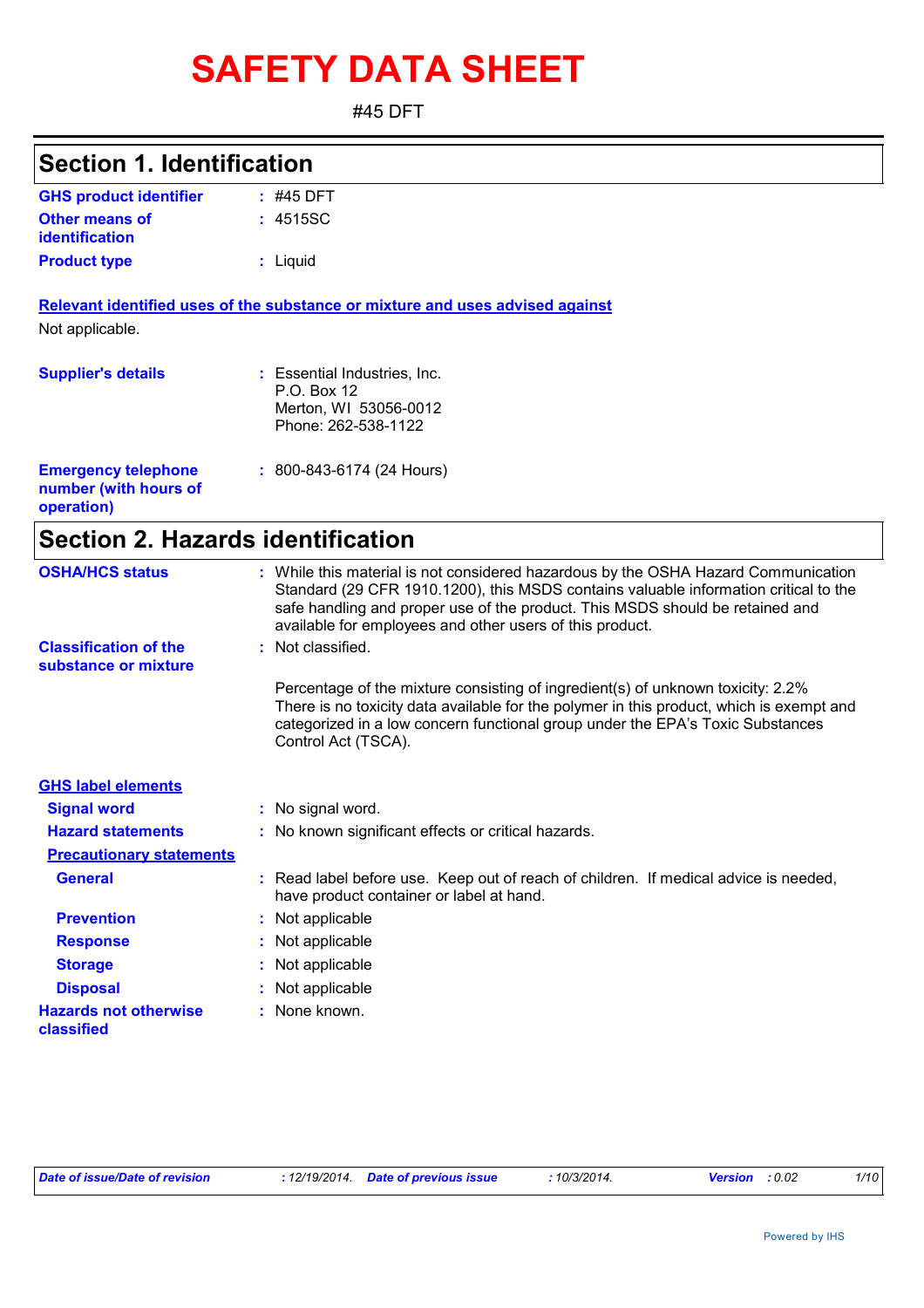# SAFETY DATA SHEET

#45 DFT

## Section 1. Identification

| | |
|---|---|
| **GHS product identifier** | : #45 DFT |
| **Other means of identification** | : 4515SC |
| **Product type** | : Liquid |

**Relevant identified uses of the substance or mixture and uses advised against**

Not applicable.

| | |
|---|---|
| **Supplier's details** | : Essential Industries, Inc.<br>P.O. Box 12<br>Merton, WI 53056-0012<br>Phone: 262-538-1122 |
| **Emergency telephone number (with hours of operation)** | : 800-843-6174 (24 Hours) |

## Section 2. Hazards identification

| | |
|---|---|
| **OSHA/HCS status** | : While this material is not considered hazardous by the OSHA Hazard Communication Standard (29 CFR 1910.1200), this MSDS contains valuable information critical to the safe handling and proper use of the product. This MSDS should be retained and available for employees and other users of this product. |
| **Classification of the substance or mixture** | : Not classified. |

Percentage of the mixture consisting of ingredient(s) of unknown toxicity: 2.2%
There is no toxicity data available for the polymer in this product, which is exempt and categorized in a low concern functional group under the EPA's Toxic Substances Control Act (TSCA).

**GHS label elements**

| | |
|---|---|
| **Signal word** | : No signal word. |
| **Hazard statements** | : No known significant effects or critical hazards. |

**Precautionary statements**

| | |
|---|---|
| **General** | : Read label before use. Keep out of reach of children. If medical advice is needed, have product container or label at hand. |
| **Prevention** | : Not applicable |
| **Response** | : Not applicable |
| **Storage** | : Not applicable |
| **Disposal** | : Not applicable |
| **Hazards not otherwise classified** | : None known. |

*Date of issue/Date of revision* : 12/19/2014. *Date of previous issue* : 10/3/2014. *Version* : 0.02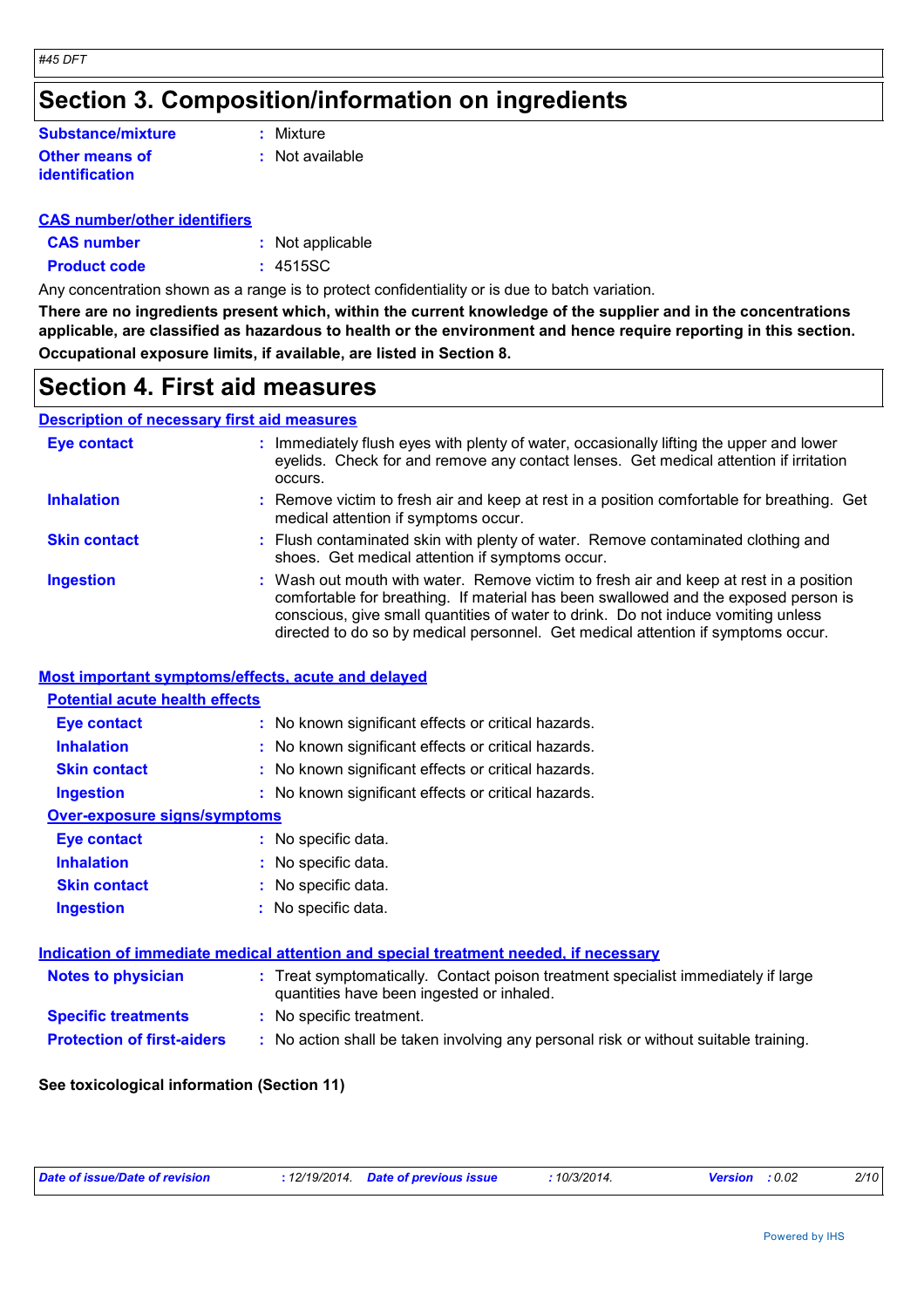## Section 3. Composition/information on ingredients

| | |
|---|---|
| **Substance/mixture** | : Mixture |
| **Other means of identification** | : Not available |

**CAS number/other identifiers**

| | |
|---|---|
| **CAS number** | : Not applicable |
| **Product code** | : 4515SC |

Any concentration shown as a range is to protect confidentiality or is due to batch variation.

**There are no ingredients present which, within the current knowledge of the supplier and in the concentrations applicable, are classified as hazardous to health or the environment and hence require reporting in this section.**

**Occupational exposure limits, if available, are listed in Section 8.**

## Section 4. First aid measures

**Description of necessary first aid measures**

| | |
|---|---|
| **Eye contact** | : Immediately flush eyes with plenty of water, occasionally lifting the upper and lower eyelids. Check for and remove any contact lenses. Get medical attention if irritation occurs. |
| **Inhalation** | : Remove victim to fresh air and keep at rest in a position comfortable for breathing. Get medical attention if symptoms occur. |
| **Skin contact** | : Flush contaminated skin with plenty of water. Remove contaminated clothing and shoes. Get medical attention if symptoms occur. |
| **Ingestion** | : Wash out mouth with water. Remove victim to fresh air and keep at rest in a position comfortable for breathing. If material has been swallowed and the exposed person is conscious, give small quantities of water to drink. Do not induce vomiting unless directed to do so by medical personnel. Get medical attention if symptoms occur. |

**Most important symptoms/effects, acute and delayed**

**Potential acute health effects**

| | |
|---|---|
| **Eye contact** | : No known significant effects or critical hazards. |
| **Inhalation** | : No known significant effects or critical hazards. |
| **Skin contact** | : No known significant effects or critical hazards. |
| **Ingestion** | : No known significant effects or critical hazards. |

**Over-exposure signs/symptoms**

| | |
|---|---|
| **Eye contact** | : No specific data. |
| **Inhalation** | : No specific data. |
| **Skin contact** | : No specific data. |
| **Ingestion** | : No specific data. |

**Indication of immediate medical attention and special treatment needed, if necessary**

| | |
|---|---|
| **Notes to physician** | : Treat symptomatically. Contact poison treatment specialist immediately if large quantities have been ingested or inhaled. |
| **Specific treatments** | : No specific treatment. |
| **Protection of first-aiders** | : No action shall be taken involving any personal risk or without suitable training. |

**See toxicological information (Section 11)**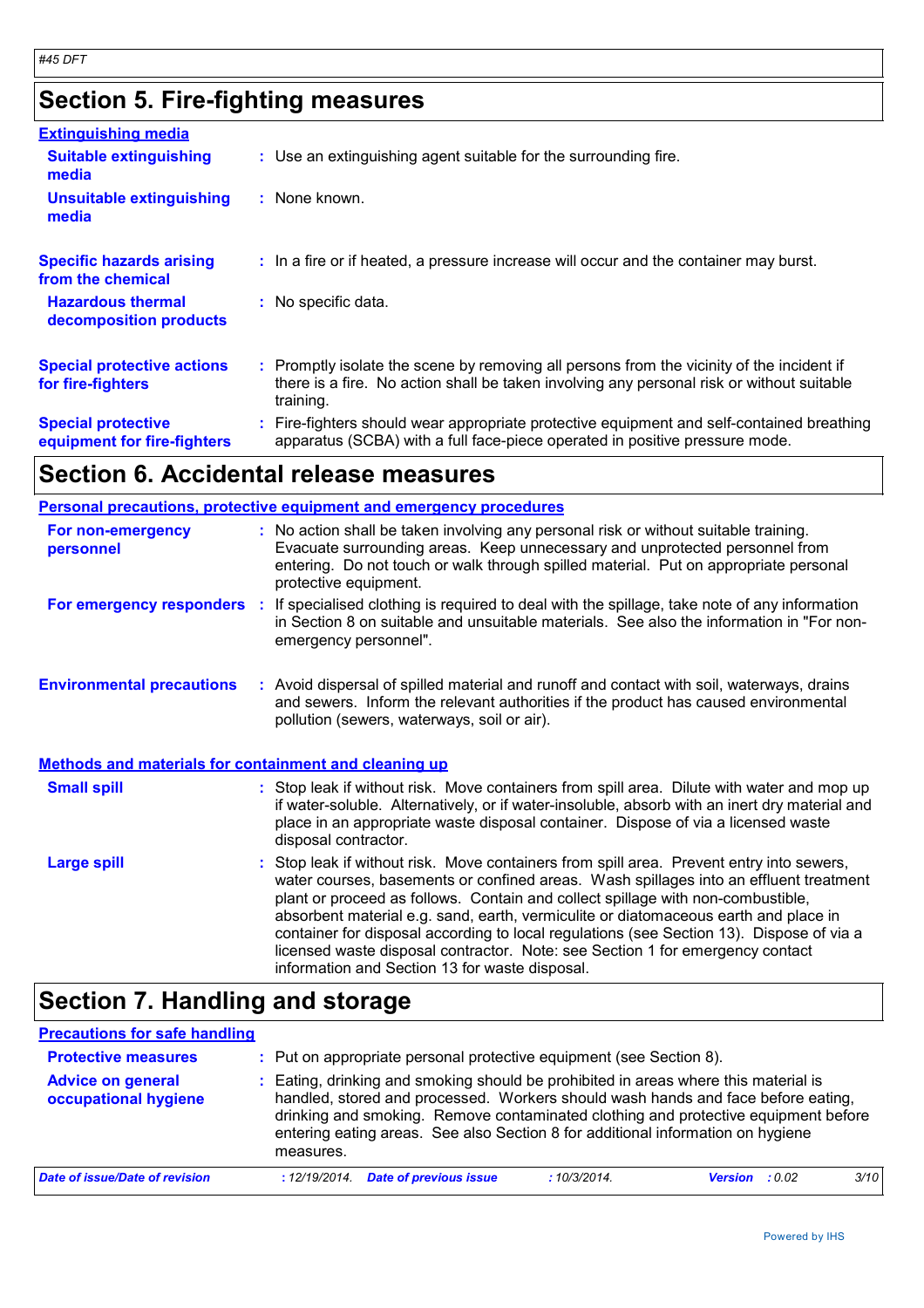## Section 5. Fire-fighting measures

### Extinguishing media

| | |
|---|---|
| **Suitable extinguishing media** | : Use an extinguishing agent suitable for the surrounding fire. |
| **Unsuitable extinguishing media** | : None known. |
| **Specific hazards arising from the chemical** | : In a fire or if heated, a pressure increase will occur and the container may burst. |
| **Hazardous thermal decomposition products** | : No specific data. |
| **Special protective actions for fire-fighters** | : Promptly isolate the scene by removing all persons from the vicinity of the incident if there is a fire. No action shall be taken involving any personal risk or without suitable training. |
| **Special protective equipment for fire-fighters** | : Fire-fighters should wear appropriate protective equipment and self-contained breathing apparatus (SCBA) with a full face-piece operated in positive pressure mode. |

## Section 6. Accidental release measures

### Personal precautions, protective equipment and emergency procedures

| | |
|---|---|
| **For non-emergency personnel** | : No action shall be taken involving any personal risk or without suitable training. Evacuate surrounding areas. Keep unnecessary and unprotected personnel from entering. Do not touch or walk through spilled material. Put on appropriate personal protective equipment. |
| **For emergency responders** | : If specialised clothing is required to deal with the spillage, take note of any information in Section 8 on suitable and unsuitable materials. See also the information in "For non-emergency personnel". |
| **Environmental precautions** | : Avoid dispersal of spilled material and runoff and contact with soil, waterways, drains and sewers. Inform the relevant authorities if the product has caused environmental pollution (sewers, waterways, soil or air). |

### Methods and materials for containment and cleaning up

| | |
|---|---|
| **Small spill** | : Stop leak if without risk. Move containers from spill area. Dilute with water and mop up if water-soluble. Alternatively, or if water-insoluble, absorb with an inert dry material and place in an appropriate waste disposal container. Dispose of via a licensed waste disposal contractor. |
| **Large spill** | : Stop leak if without risk. Move containers from spill area. Prevent entry into sewers, water courses, basements or confined areas. Wash spillages into an effluent treatment plant or proceed as follows. Contain and collect spillage with non-combustible, absorbent material e.g. sand, earth, vermiculite or diatomaceous earth and place in container for disposal according to local regulations (see Section 13). Dispose of via a licensed waste disposal contractor. Note: see Section 1 for emergency contact information and Section 13 for waste disposal. |

## Section 7. Handling and storage

### Precautions for safe handling

| | |
|---|---|
| **Protective measures** | : Put on appropriate personal protective equipment (see Section 8). |
| **Advice on general occupational hygiene** | : Eating, drinking and smoking should be prohibited in areas where this material is handled, stored and processed. Workers should wash hands and face before eating, drinking and smoking. Remove contaminated clothing and protective equipment before entering eating areas. See also Section 8 for additional information on hygiene measures. |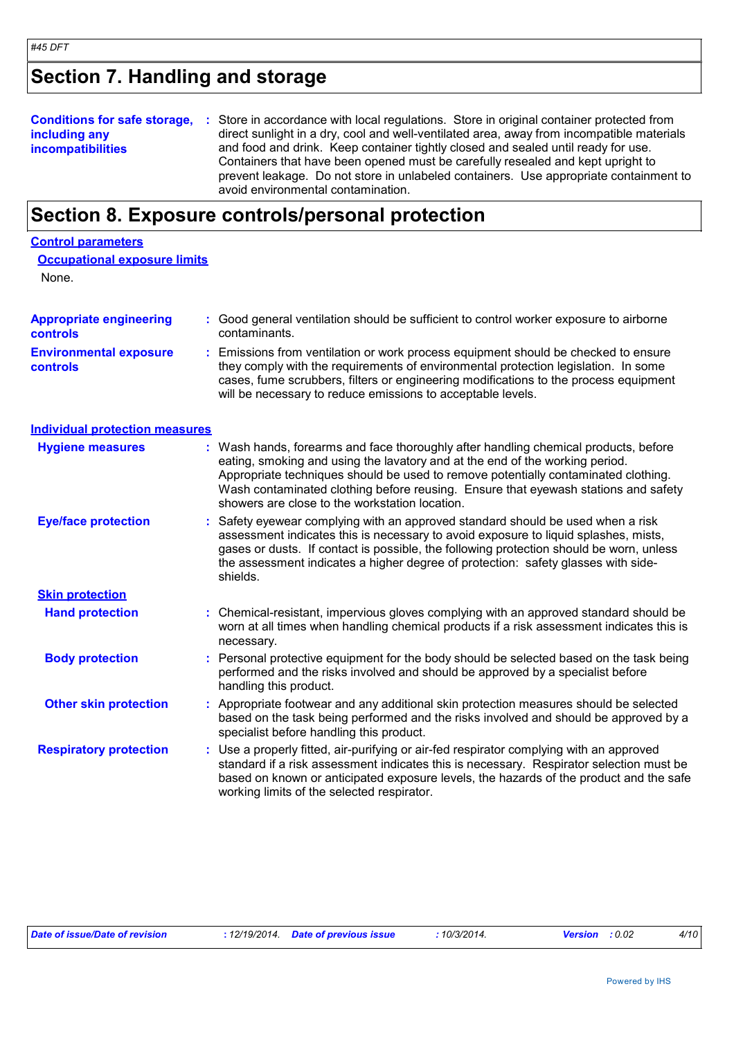## Section 7. Handling and storage

**Conditions for safe storage, including any incompatibilities** : Store in accordance with local regulations. Store in original container protected from direct sunlight in a dry, cool and well-ventilated area, away from incompatible materials and food and drink. Keep container tightly closed and sealed until ready for use. Containers that have been opened must be carefully resealed and kept upright to prevent leakage. Do not store in unlabeled containers. Use appropriate containment to avoid environmental contamination.

## Section 8. Exposure controls/personal protection

### Control parameters

#### Occupational exposure limits

None.

**Appropriate engineering controls** : Good general ventilation should be sufficient to control worker exposure to airborne contaminants.

**Environmental exposure controls** : Emissions from ventilation or work process equipment should be checked to ensure they comply with the requirements of environmental protection legislation. In some cases, fume scrubbers, filters or engineering modifications to the process equipment will be necessary to reduce emissions to acceptable levels.

### Individual protection measures

**Hygiene measures** : Wash hands, forearms and face thoroughly after handling chemical products, before eating, smoking and using the lavatory and at the end of the working period. Appropriate techniques should be used to remove potentially contaminated clothing. Wash contaminated clothing before reusing. Ensure that eyewash stations and safety showers are close to the workstation location.

**Eye/face protection** : Safety eyewear complying with an approved standard should be used when a risk assessment indicates this is necessary to avoid exposure to liquid splashes, mists, gases or dusts. If contact is possible, the following protection should be worn, unless the assessment indicates a higher degree of protection: safety glasses with side-shields.

#### Skin protection

**Hand protection** : Chemical-resistant, impervious gloves complying with an approved standard should be worn at all times when handling chemical products if a risk assessment indicates this is necessary.

**Body protection** : Personal protective equipment for the body should be selected based on the task being performed and the risks involved and should be approved by a specialist before handling this product.

**Other skin protection** : Appropriate footwear and any additional skin protection measures should be selected based on the task being performed and the risks involved and should be approved by a specialist before handling this product.

**Respiratory protection** : Use a properly fitted, air-purifying or air-fed respirator complying with an approved standard if a risk assessment indicates this is necessary. Respirator selection must be based on known or anticipated exposure levels, the hazards of the product and the safe working limits of the selected respirator.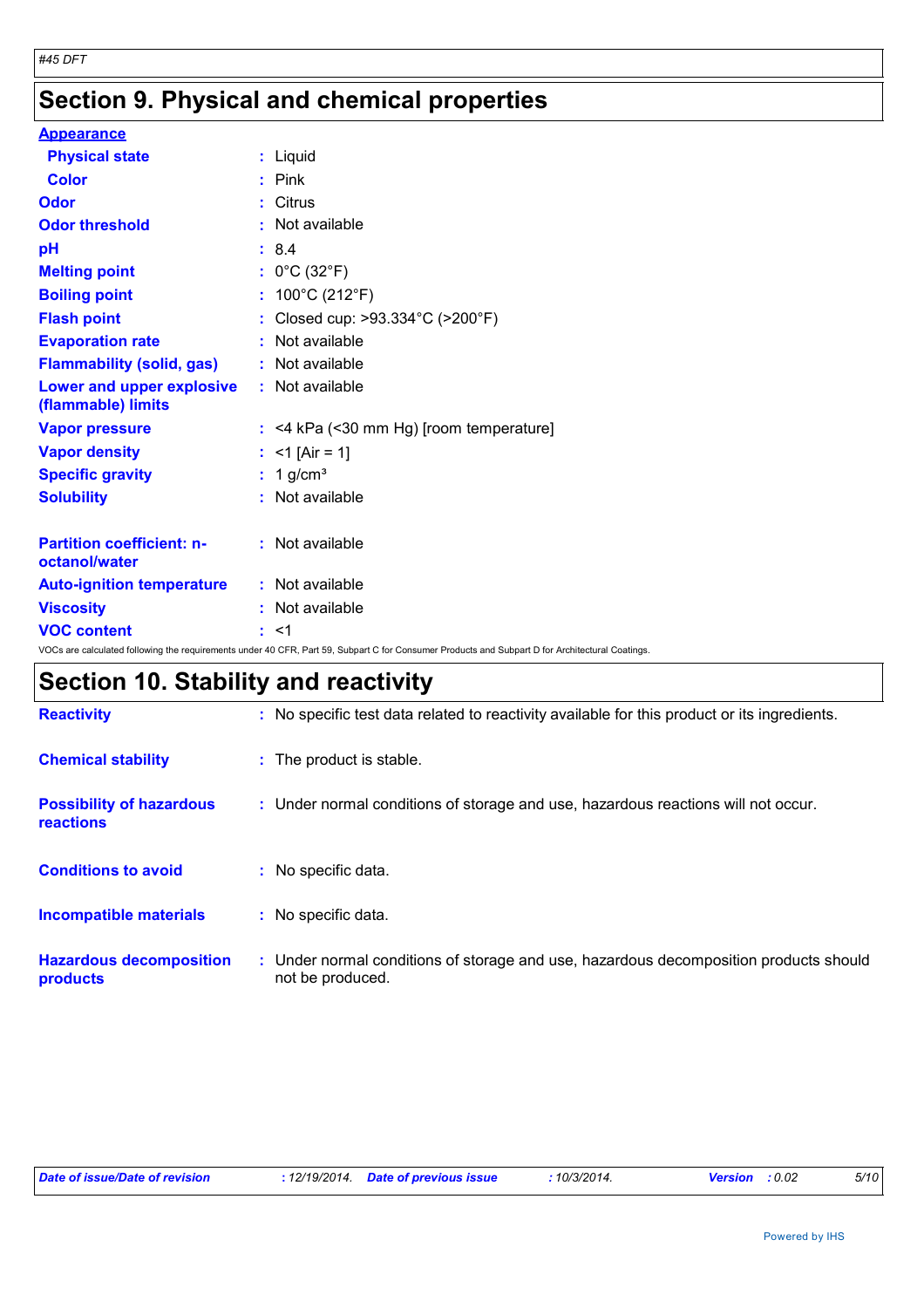## Section 9. Physical and chemical properties

**Appearance**

| | | |
|---|---|---|
| **Physical state** | : | Liquid |
| **Color** | : | Pink |
| **Odor** | : | Citrus |
| **Odor threshold** | : | Not available |
| **pH** | : | 8.4 |
| **Melting point** | : | 0°C (32°F) |
| **Boiling point** | : | 100°C (212°F) |
| **Flash point** | : | Closed cup: >93.334°C (>200°F) |
| **Evaporation rate** | : | Not available |
| **Flammability (solid, gas)** | : | Not available |
| **Lower and upper explosive (flammable) limits** | : | Not available |
| **Vapor pressure** | : | <4 kPa (<30 mm Hg) [room temperature] |
| **Vapor density** | : | <1 [Air = 1] |
| **Specific gravity** | : | 1 g/cm³ |
| **Solubility** | : | Not available |
| **Partition coefficient: n-octanol/water** | : | Not available |
| **Auto-ignition temperature** | : | Not available |
| **Viscosity** | : | Not available |
| **VOC content** | : | <1 |

VOCs are calculated following the requirements under 40 CFR, Part 59, Subpart C for Consumer Products and Subpart D for Architectural Coatings.

## Section 10. Stability and reactivity

| | | |
|---|---|---|
| **Reactivity** | : | No specific test data related to reactivity available for this product or its ingredients. |
| **Chemical stability** | : | The product is stable. |
| **Possibility of hazardous reactions** | : | Under normal conditions of storage and use, hazardous reactions will not occur. |
| **Conditions to avoid** | : | No specific data. |
| **Incompatible materials** | : | No specific data. |
| **Hazardous decomposition products** | : | Under normal conditions of storage and use, hazardous decomposition products should not be produced. |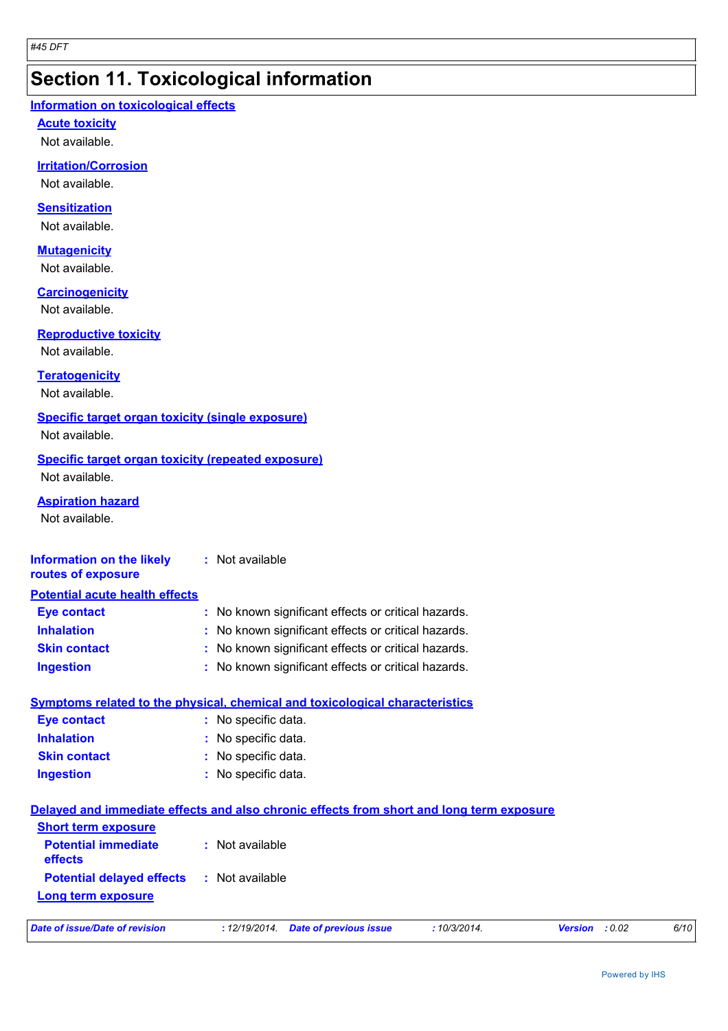# Section 11. Toxicological information

## Information on toxicological effects

### Acute toxicity

Not available.

### Irritation/Corrosion

Not available.

### Sensitization

Not available.

### Mutagenicity

Not available.

### Carcinogenicity

Not available.

### Reproductive toxicity

Not available.

### Teratogenicity

Not available.

### Specific target organ toxicity (single exposure)

Not available.

### Specific target organ toxicity (repeated exposure)

Not available.

### Aspiration hazard

Not available.

**Information on the likely routes of exposure** : Not available

## Potential acute health effects

**Eye contact** : No known significant effects or critical hazards.

**Inhalation** : No known significant effects or critical hazards.

**Skin contact** : No known significant effects or critical hazards.

**Ingestion** : No known significant effects or critical hazards.

## Symptoms related to the physical, chemical and toxicological characteristics

**Eye contact** : No specific data.

**Inhalation** : No specific data.

**Skin contact** : No specific data.

**Ingestion** : No specific data.

## Delayed and immediate effects and also chronic effects from short and long term exposure

### Short term exposure

**Potential immediate effects** : Not available

**Potential delayed effects** : Not available

### Long term exposure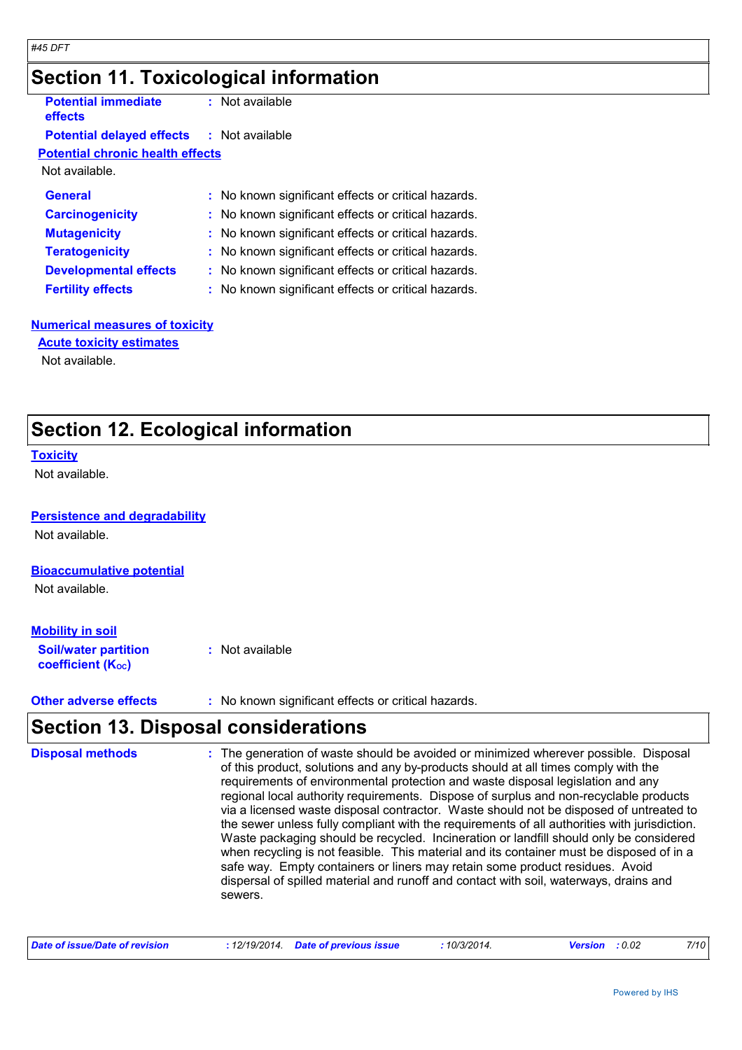## Section 11. Toxicological information

**Potential immediate effects** : Not available

**Potential delayed effects** : Not available

**Potential chronic health effects**

Not available.

**General** : No known significant effects or critical hazards.

**Carcinogenicity** : No known significant effects or critical hazards.

**Mutagenicity** : No known significant effects or critical hazards.

**Teratogenicity** : No known significant effects or critical hazards.

**Developmental effects** : No known significant effects or critical hazards.

**Fertility effects** : No known significant effects or critical hazards.

**Numerical measures of toxicity**

**Acute toxicity estimates**

Not available.

## Section 12. Ecological information

**Toxicity**

Not available.

**Persistence and degradability**

Not available.

**Bioaccumulative potential**

Not available.

**Mobility in soil**

**Soil/water partition coefficient ($K_{OC}$)** : Not available

**Other adverse effects** : No known significant effects or critical hazards.

## Section 13. Disposal considerations

**Disposal methods** : The generation of waste should be avoided or minimized wherever possible. Disposal of this product, solutions and any by-products should at all times comply with the requirements of environmental protection and waste disposal legislation and any regional local authority requirements. Dispose of surplus and non-recyclable products via a licensed waste disposal contractor. Waste should not be disposed of untreated to the sewer unless fully compliant with the requirements of all authorities with jurisdiction. Waste packaging should be recycled. Incineration or landfill should only be considered when recycling is not feasible. This material and its container must be disposed of in a safe way. Empty containers or liners may retain some product residues. Avoid dispersal of spilled material and runoff and contact with soil, waterways, drains and sewers.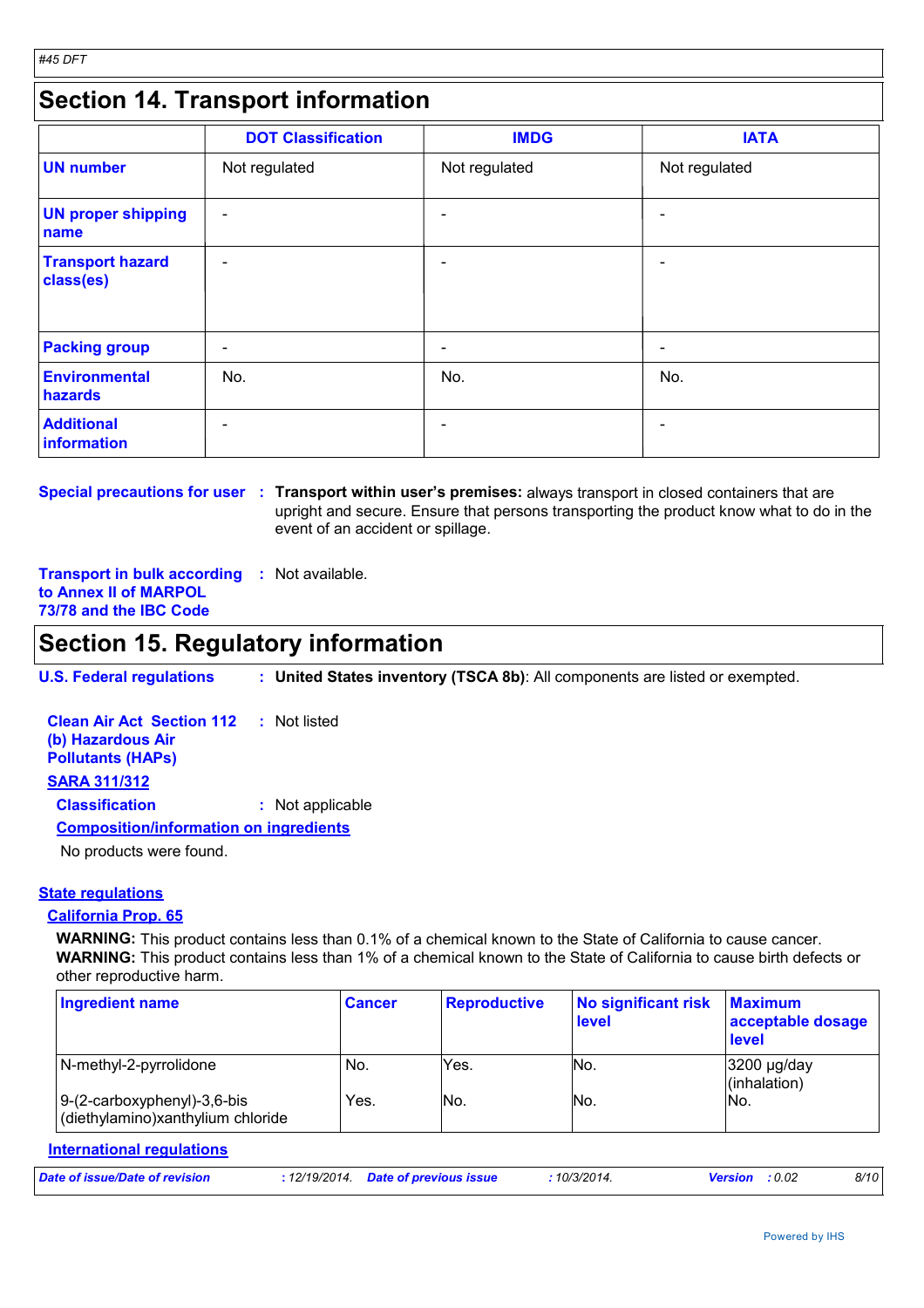#45 DFT

## Section 14. Transport information

| | DOT Classification | IMDG | IATA |
|---|---|---|---|
| **UN number** | Not regulated | Not regulated | Not regulated |
| **UN proper shipping name** | - | - | - |
| **Transport hazard class(es)** | - | - | - |
| **Packing group** | - | - | - |
| **Environmental hazards** | No. | No. | No. |
| **Additional information** | - | - | - |

**Special precautions for user** : **Transport within user's premises:** always transport in closed containers that are upright and secure. Ensure that persons transporting the product know what to do in the event of an accident or spillage.

**Transport in bulk according to Annex II of MARPOL 73/78 and the IBC Code** : Not available.

## Section 15. Regulatory information

**U.S. Federal regulations** : **United States inventory (TSCA 8b)**: All components are listed or exempted.

**Clean Air Act Section 112 (b) Hazardous Air Pollutants (HAPs)** : Not listed

**SARA 311/312**

**Classification** : Not applicable

**Composition/information on ingredients**

No products were found.

**State regulations**

**California Prop. 65**

**WARNING:** This product contains less than 0.1% of a chemical known to the State of California to cause cancer.
**WARNING:** This product contains less than 1% of a chemical known to the State of California to cause birth defects or other reproductive harm.

| Ingredient name | Cancer | Reproductive | No significant risk level | Maximum acceptable dosage level |
|---|---|---|---|---|
| N-methyl-2-pyrrolidone | No. | Yes. | No. | 3200 µg/day (inhalation) |
| 9-(2-carboxyphenyl)-3,6-bis (diethylamino)xanthylium chloride | Yes. | No. | No. | No. |

**International regulations**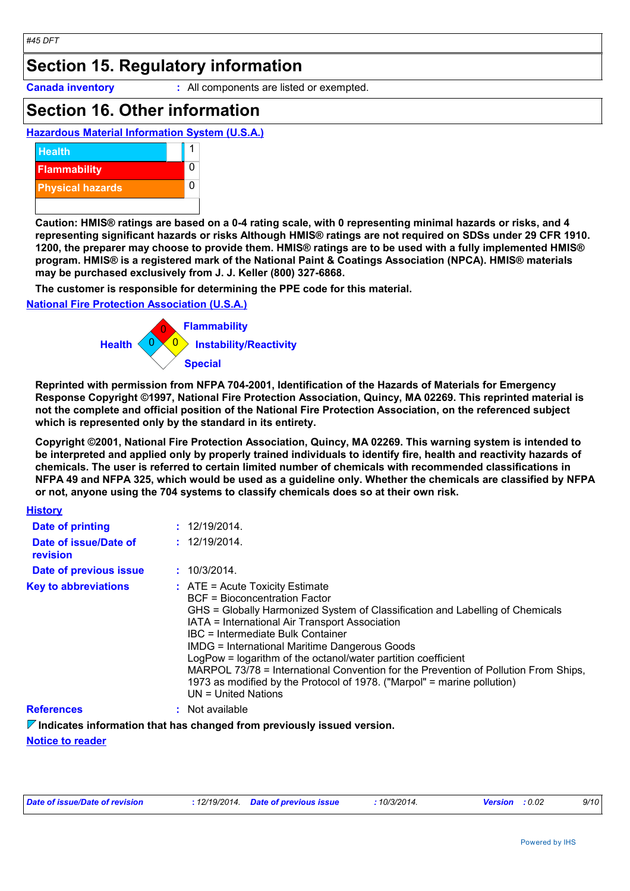#45 DFT

## Section 15. Regulatory information

**Canada inventory** : All components are listed or exempted.

## Section 16. Other information

**Hazardous Material Information System (U.S.A.)**

| | |
|---|---|
| Health | 1 |
| Flammability | 0 |
| Physical hazards | 0 |
| | |

**Caution: HMIS® ratings are based on a 0-4 rating scale, with 0 representing minimal hazards or risks, and 4 representing significant hazards or risks Although HMIS® ratings are not required on SDSs under 29 CFR 1910. 1200, the preparer may choose to provide them. HMIS® ratings are to be used with a fully implemented HMIS® program. HMIS® is a registered mark of the National Paint & Coatings Association (NPCA). HMIS® materials may be purchased exclusively from J. J. Keller (800) 327-6868.**

**The customer is responsible for determining the PPE code for this material.**

**National Fire Protection Association (U.S.A.)**

Health: 0
Flammability: 0
Instability/Reactivity: 0
Special:

**Reprinted with permission from NFPA 704-2001, Identification of the Hazards of Materials for Emergency Response Copyright ©1997, National Fire Protection Association, Quincy, MA 02269. This reprinted material is not the complete and official position of the National Fire Protection Association, on the referenced subject which is represented only by the standard in its entirety.**

**Copyright ©2001, National Fire Protection Association, Quincy, MA 02269. This warning system is intended to be interpreted and applied only by properly trained individuals to identify fire, health and reactivity hazards of chemicals. The user is referred to certain limited number of chemicals with recommended classifications in NFPA 49 and NFPA 325, which would be used as a guideline only. Whether the chemicals are classified by NFPA or not, anyone using the 704 systems to classify chemicals does so at their own risk.**

**History**

**Date of printing** : 12/19/2014.

**Date of issue/Date of revision** : 12/19/2014.

**Date of previous issue** : 10/3/2014.

**Key to abbreviations** :
ATE = Acute Toxicity Estimate
BCF = Bioconcentration Factor
GHS = Globally Harmonized System of Classification and Labelling of Chemicals
IATA = International Air Transport Association
IBC = Intermediate Bulk Container
IMDG = International Maritime Dangerous Goods
LogPow = logarithm of the octanol/water partition coefficient
MARPOL 73/78 = International Convention for the Prevention of Pollution From Ships, 1973 as modified by the Protocol of 1978. ("Marpol" = marine pollution)
UN = United Nations

**References** : Not available

**Indicates information that has changed from previously issued version.**

**Notice to reader**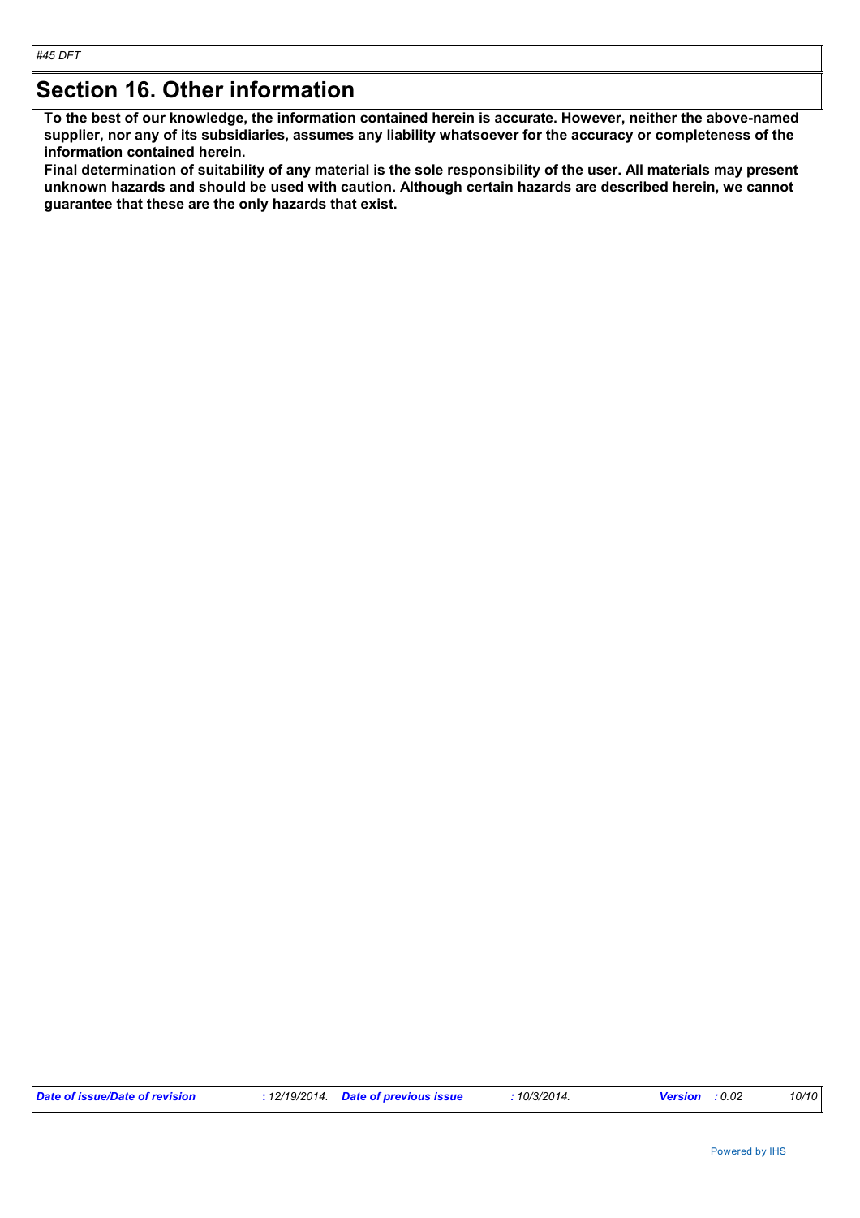## Section 16. Other information

**To the best of our knowledge, the information contained herein is accurate. However, neither the above-named supplier, nor any of its subsidiaries, assumes any liability whatsoever for the accuracy or completeness of the information contained herein.**

**Final determination of suitability of any material is the sole responsibility of the user. All materials may present unknown hazards and should be used with caution. Although certain hazards are described herein, we cannot guarantee that these are the only hazards that exist.**